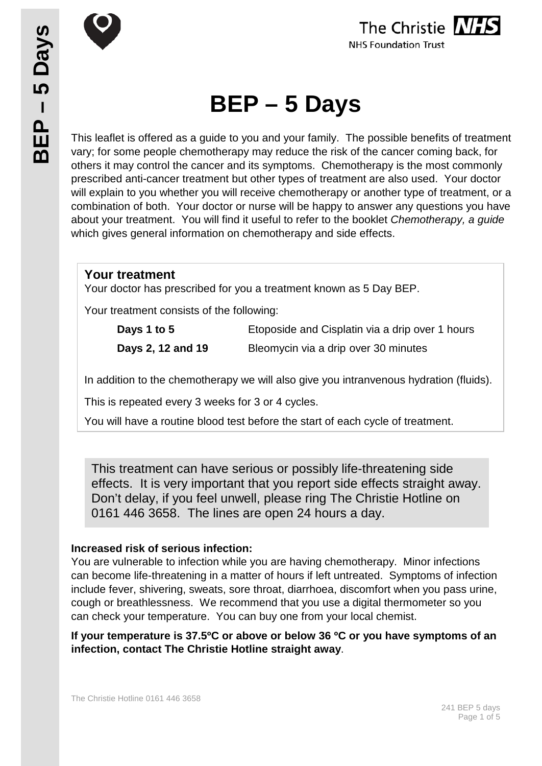# BEP – 5 Days

This leaflet is offered as a guide to you and your family. The possible benefits of treatment vary; for some people chemotherapy may reduce the risk of the cancer coming back, for others it may control the cancer and its symptoms. Chemotherapy is the most commonly prescribed anti-cancer treatment but other types of treatment are also used. Your doctor will explain to you whether you will receive chemotherapy or another type of treatment, or a combination of both. Your doctor or nurse will be happy to answer any questions you have about your treatment. You will find it useful to refer to the booklet *Chemotherapy, a guide* which gives general information on chemotherapy and side effects.

## Your treatment

Your doctor has prescribed for you a treatment known as 5 Day BEP.

Your treatment consists of the following:

| | |
|---|---|
| **Days 1 to 5** | Etoposide and Cisplatin via a drip over 1 hours |
| **Days 2, 12 and 19** | Bleomycin via a drip over 30 minutes |

In addition to the chemotherapy we will also give you intranvenous hydration (fluids).

This is repeated every 3 weeks for 3 or 4 cycles.

You will have a routine blood test before the start of each cycle of treatment.

This treatment can have serious or possibly life-threatening side effects. It is very important that you report side effects straight away. Don't delay, if you feel unwell, please ring The Christie Hotline on 0161 446 3658. The lines are open 24 hours a day.

**Increased risk of serious infection:**
You are vulnerable to infection while you are having chemotherapy. Minor infections can become life-threatening in a matter of hours if left untreated. Symptoms of infection include fever, shivering, sweats, sore throat, diarrhoea, discomfort when you pass urine, cough or breathlessness. We recommend that you use a digital thermometer so you can check your temperature. You can buy one from your local chemist.

**If your temperature is 37.5ºC or above or below 36 ºC or you have symptoms of an infection, contact The Christie Hotline straight away**.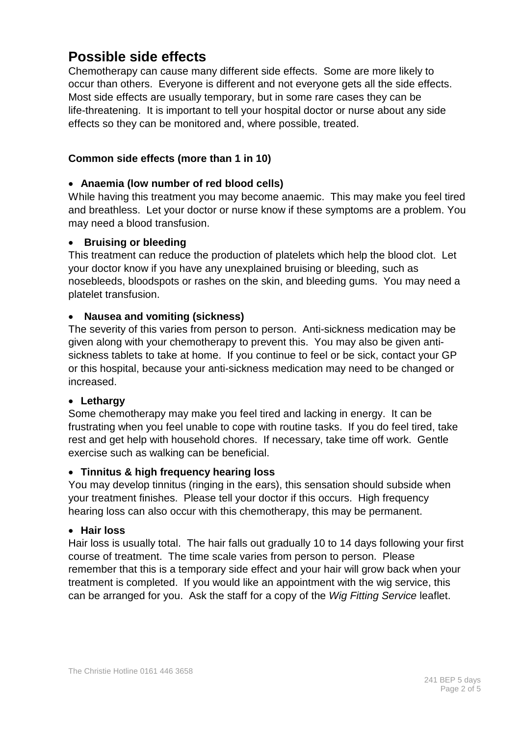# Possible side effects

Chemotherapy can cause many different side effects. Some are more likely to occur than others. Everyone is different and not everyone gets all the side effects. Most side effects are usually temporary, but in some rare cases they can be life-threatening. It is important to tell your hospital doctor or nurse about any side effects so they can be monitored and, where possible, treated.

**Common side effects (more than 1 in 10)**

- **Anaemia (low number of red blood cells)**

While having this treatment you may become anaemic. This may make you feel tired and breathless. Let your doctor or nurse know if these symptoms are a problem. You may need a blood transfusion.

- **Bruising or bleeding**

This treatment can reduce the production of platelets which help the blood clot. Let your doctor know if you have any unexplained bruising or bleeding, such as nosebleeds, bloodspots or rashes on the skin, and bleeding gums. You may need a platelet transfusion.

- **Nausea and vomiting (sickness)**

The severity of this varies from person to person. Anti-sickness medication may be given along with your chemotherapy to prevent this. You may also be given anti-sickness tablets to take at home. If you continue to feel or be sick, contact your GP or this hospital, because your anti-sickness medication may need to be changed or increased.

- **Lethargy**

Some chemotherapy may make you feel tired and lacking in energy. It can be frustrating when you feel unable to cope with routine tasks. If you do feel tired, take rest and get help with household chores. If necessary, take time off work. Gentle exercise such as walking can be beneficial.

- **Tinnitus & high frequency hearing loss**

You may develop tinnitus (ringing in the ears), this sensation should subside when your treatment finishes. Please tell your doctor if this occurs. High frequency hearing loss can also occur with this chemotherapy, this may be permanent.

- **Hair loss**

Hair loss is usually total. The hair falls out gradually 10 to 14 days following your first course of treatment. The time scale varies from person to person. Please remember that this is a temporary side effect and your hair will grow back when your treatment is completed. If you would like an appointment with the wig service, this can be arranged for you. Ask the staff for a copy of the *Wig Fitting Service* leaflet.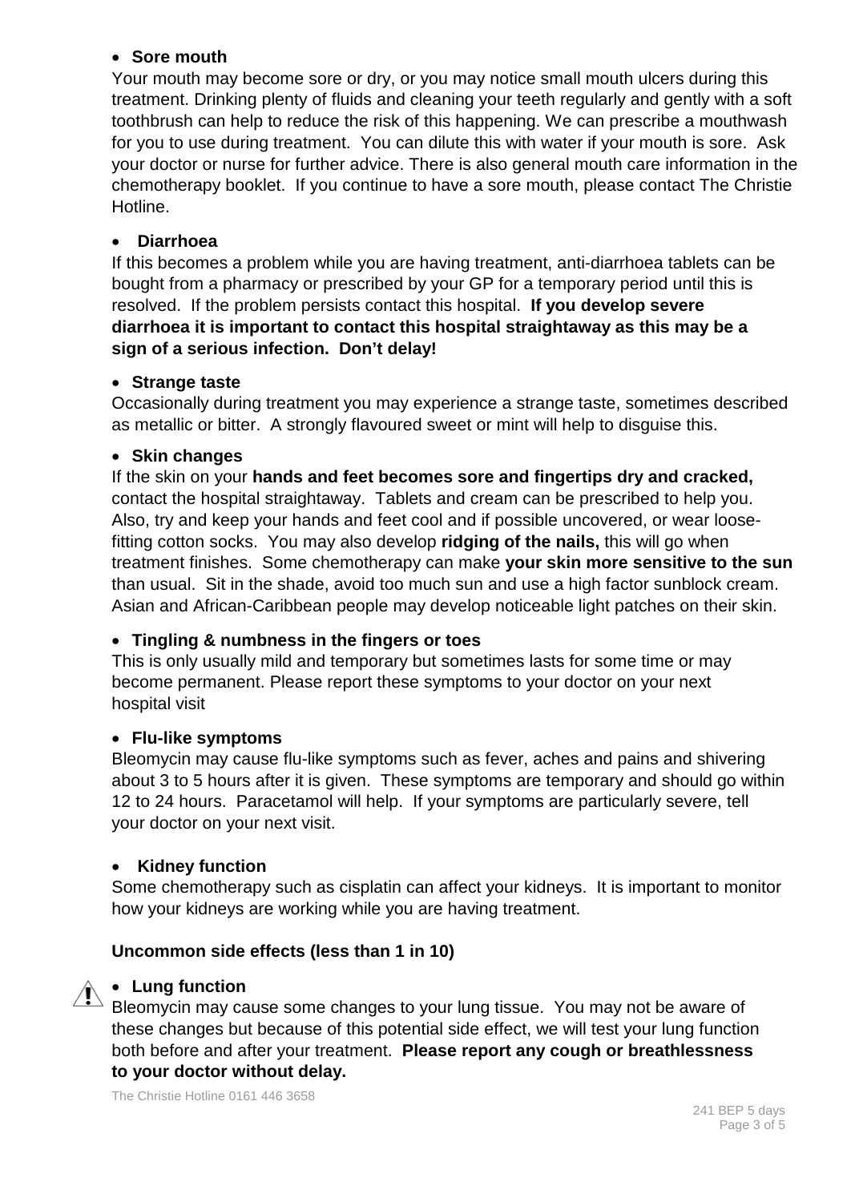- **Sore mouth**

Your mouth may become sore or dry, or you may notice small mouth ulcers during this treatment. Drinking plenty of fluids and cleaning your teeth regularly and gently with a soft toothbrush can help to reduce the risk of this happening. We can prescribe a mouthwash for you to use during treatment. You can dilute this with water if your mouth is sore. Ask your doctor or nurse for further advice. There is also general mouth care information in the chemotherapy booklet. If you continue to have a sore mouth, please contact The Christie Hotline.

- **Diarrhoea**

If this becomes a problem while you are having treatment, anti-diarrhoea tablets can be bought from a pharmacy or prescribed by your GP for a temporary period until this is resolved. If the problem persists contact this hospital. **If you develop severe diarrhoea it is important to contact this hospital straightaway as this may be a sign of a serious infection. Don't delay!**

- **Strange taste**

Occasionally during treatment you may experience a strange taste, sometimes described as metallic or bitter. A strongly flavoured sweet or mint will help to disguise this.

- **Skin changes**

If the skin on your **hands and feet becomes sore and fingertips dry and cracked,** contact the hospital straightaway. Tablets and cream can be prescribed to help you. Also, try and keep your hands and feet cool and if possible uncovered, or wear loose-fitting cotton socks. You may also develop **ridging of the nails,** this will go when treatment finishes. Some chemotherapy can make **your skin more sensitive to the sun** than usual. Sit in the shade, avoid too much sun and use a high factor sunblock cream. Asian and African-Caribbean people may develop noticeable light patches on their skin.

- **Tingling & numbness in the fingers or toes**

This is only usually mild and temporary but sometimes lasts for some time or may become permanent. Please report these symptoms to your doctor on your next hospital visit

- **Flu-like symptoms**

Bleomycin may cause flu-like symptoms such as fever, aches and pains and shivering about 3 to 5 hours after it is given. These symptoms are temporary and should go within 12 to 24 hours. Paracetamol will help. If your symptoms are particularly severe, tell your doctor on your next visit.

- **Kidney function**

Some chemotherapy such as cisplatin can affect your kidneys. It is important to monitor how your kidneys are working while you are having treatment.

### Uncommon side effects (less than 1 in 10)

- **Lung function**

Bleomycin may cause some changes to your lung tissue. You may not be aware of these changes but because of this potential side effect, we will test your lung function both before and after your treatment. **Please report any cough or breathlessness to your doctor without delay.**

The Christie Hotline 0161 446 3658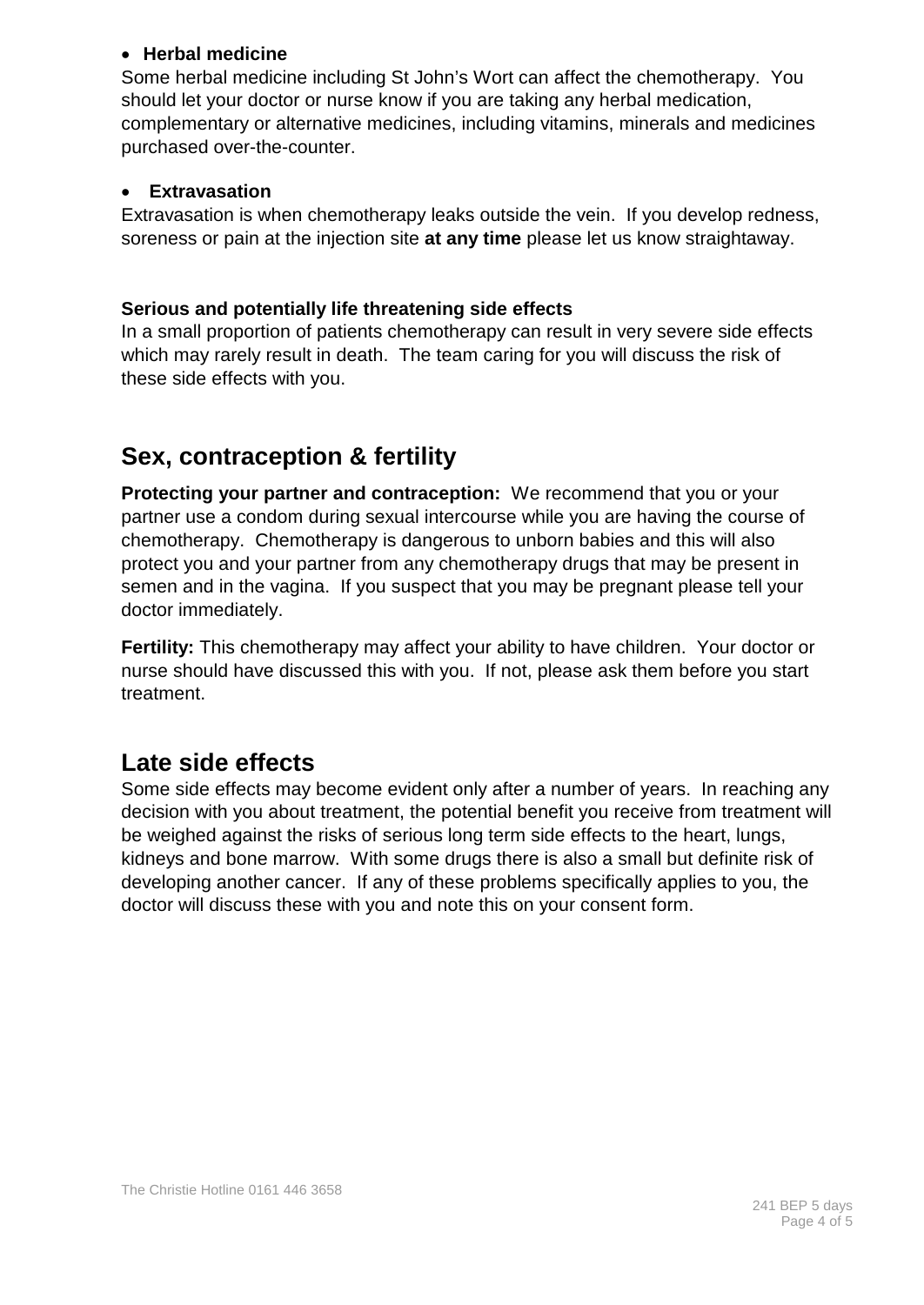- **Herbal medicine**

Some herbal medicine including St John's Wort can affect the chemotherapy. You should let your doctor or nurse know if you are taking any herbal medication, complementary or alternative medicines, including vitamins, minerals and medicines purchased over-the-counter.

- **Extravasation**

Extravasation is when chemotherapy leaks outside the vein. If you develop redness, soreness or pain at the injection site **at any time** please let us know straightaway.

**Serious and potentially life threatening side effects**

In a small proportion of patients chemotherapy can result in very severe side effects which may rarely result in death. The team caring for you will discuss the risk of these side effects with you.

## Sex, contraception & fertility

**Protecting your partner and contraception:** We recommend that you or your partner use a condom during sexual intercourse while you are having the course of chemotherapy. Chemotherapy is dangerous to unborn babies and this will also protect you and your partner from any chemotherapy drugs that may be present in semen and in the vagina. If you suspect that you may be pregnant please tell your doctor immediately.

**Fertility:** This chemotherapy may affect your ability to have children. Your doctor or nurse should have discussed this with you. If not, please ask them before you start treatment.

## Late side effects

Some side effects may become evident only after a number of years. In reaching any decision with you about treatment, the potential benefit you receive from treatment will be weighed against the risks of serious long term side effects to the heart, lungs, kidneys and bone marrow. With some drugs there is also a small but definite risk of developing another cancer. If any of these problems specifically applies to you, the doctor will discuss these with you and note this on your consent form.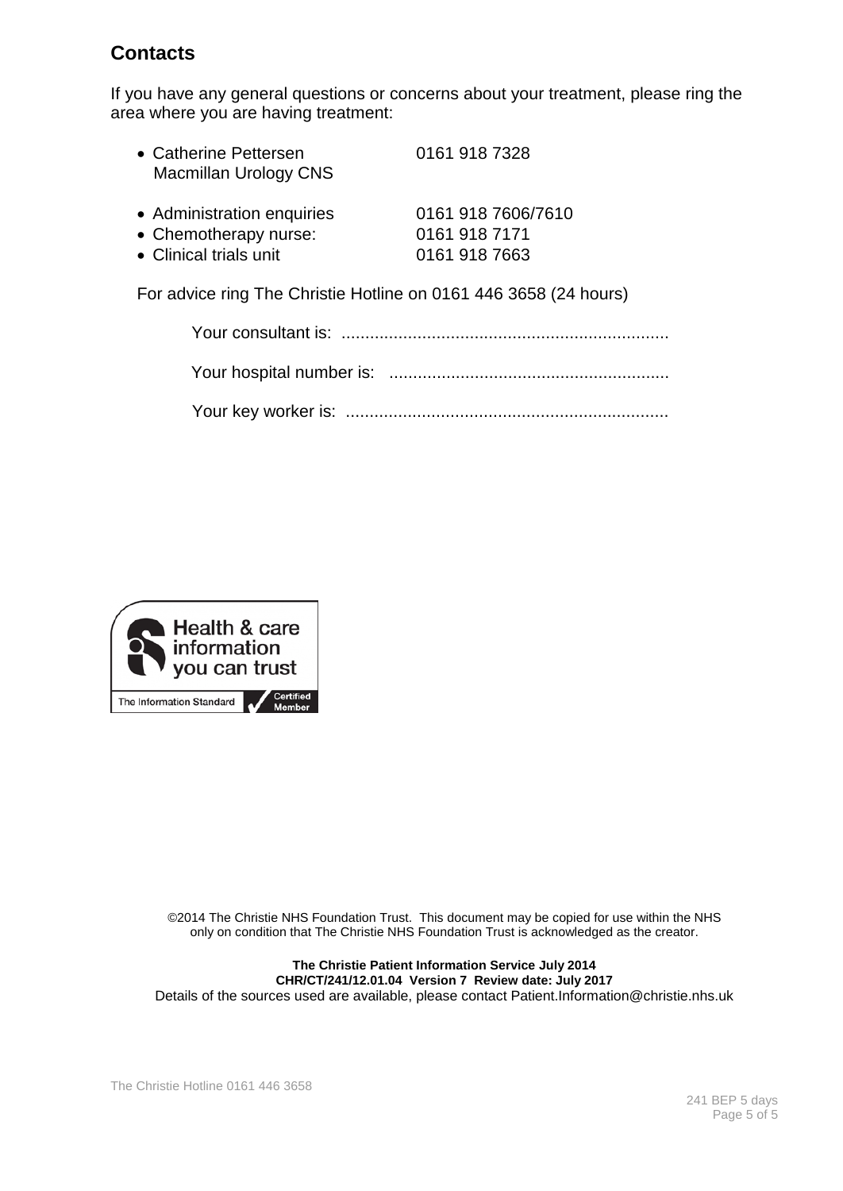## Contacts

If you have any general questions or concerns about your treatment, please ring the area where you are having treatment:

- Catherine Pettersen Macmillan Urology CNS — 0161 918 7328
- Administration enquiries — 0161 918 7606/7610
- Chemotherapy nurse: — 0161 918 7171
- Clinical trials unit — 0161 918 7663

For advice ring The Christie Hotline on 0161 446 3658 (24 hours)

Your consultant is: ....................................................................

Your hospital number is: ..........................................................

Your key worker is: ...................................................................

Health & care information you can trust

The Information Standard — Certified Member

©2014 The Christie NHS Foundation Trust. This document may be copied for use within the NHS only on condition that The Christie NHS Foundation Trust is acknowledged as the creator.

**The Christie Patient Information Service July 2014**
**CHR/CT/241/12.01.04 Version 7 Review date: July 2017**
Details of the sources used are available, please contact Patient.Information@christie.nhs.uk